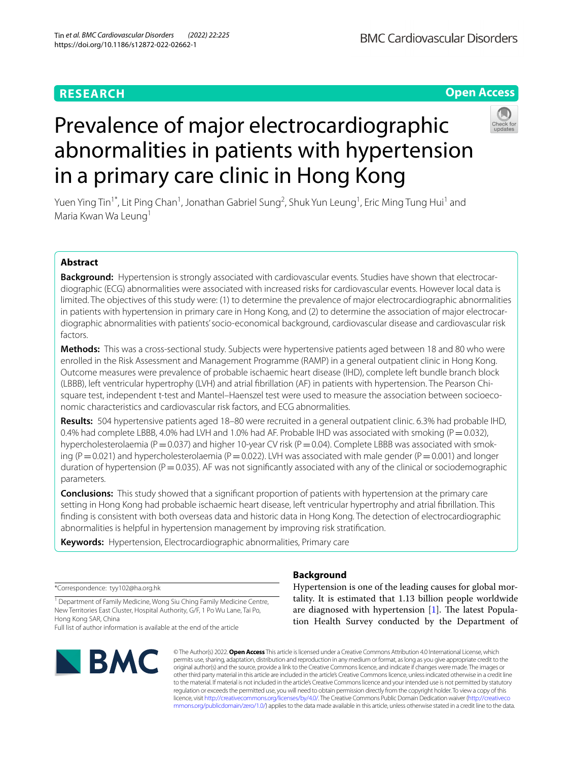# Prevalence of major electrocardiographic abnormalities in patients with hypertension in a primary care clinic in Hong Kong

Yuen Ying Tin[1*], Lit Ping Chan[1], Jonathan Gabriel Sung[2], Shuk Yun Leung[1], Eric Ming Tung Hui[1] and Maria Kwan Wa Leung[1]

## Abstract

**Background:** Hypertension is strongly associated with cardiovascular events. Studies have shown that electrocardiographic (ECG) abnormalities were associated with increased risks for cardiovascular events. However local data is limited. The objectives of this study were: (1) to determine the prevalence of major electrocardiographic abnormalities in patients with hypertension in primary care in Hong Kong, and (2) to determine the association of major electrocardiographic abnormalities with patients' socio-economical background, cardiovascular disease and cardiovascular risk factors.

**Methods:** This was a cross-sectional study. Subjects were hypertensive patients aged between 18 and 80 who were enrolled in the Risk Assessment and Management Programme (RAMP) in a general outpatient clinic in Hong Kong. Outcome measures were prevalence of probable ischaemic heart disease (IHD), complete left bundle branch block (LBBB), left ventricular hypertrophy (LVH) and atrial fibrillation (AF) in patients with hypertension. The Pearson Chi-square test, independent t-test and Mantel–Haenszel test were used to measure the association between socioeconomic characteristics and cardiovascular risk factors, and ECG abnormalities.

**Results:** 504 hypertensive patients aged 18–80 were recruited in a general outpatient clinic. 6.3% had probable IHD, 0.4% had complete LBBB, 4.0% had LVH and 1.0% had AF. Probable IHD was associated with smoking ($P=0.032$), hypercholesterolaemia ($P=0.037$) and higher 10-year CV risk ($P=0.04$). Complete LBBB was associated with smoking ($P=0.021$) and hypercholesterolaemia ($P=0.022$). LVH was associated with male gender ($P=0.001$) and longer duration of hypertension ($P=0.035$). AF was not significantly associated with any of the clinical or sociodemographic parameters.

**Conclusions:** This study showed that a significant proportion of patients with hypertension at the primary care setting in Hong Kong had probable ischaemic heart disease, left ventricular hypertrophy and atrial fibrillation. This finding is consistent with both overseas data and historic data in Hong Kong. The detection of electrocardiographic abnormalities is helpful in hypertension management by improving risk stratification.

**Keywords:** Hypertension, Electrocardiographic abnormalities, Primary care

*Correspondence: tyy102@ha.org.hk

[1] Department of Family Medicine, Wong Siu Ching Family Medicine Centre, New Territories East Cluster, Hospital Authority, G/F, 1 Po Wu Lane, Tai Po, Hong Kong SAR, China

Full list of author information is available at the end of the article

## Background

Hypertension is one of the leading causes for global mortality. It is estimated that 1.13 billion people worldwide are diagnosed with hypertension [1]. The latest Population Health Survey conducted by the Department of

© The Author(s) 2022. **Open Access** This article is licensed under a Creative Commons Attribution 4.0 International License, which permits use, sharing, adaptation, distribution and reproduction in any medium or format, as long as you give appropriate credit to the original author(s) and the source, provide a link to the Creative Commons licence, and indicate if changes were made. The images or other third party material in this article are included in the article's Creative Commons licence, unless indicated otherwise in a credit line to the material. If material is not included in the article's Creative Commons licence and your intended use is not permitted by statutory regulation or exceeds the permitted use, you will need to obtain permission directly from the copyright holder. To view a copy of this licence, visit http://creativecommons.org/licenses/by/4.0/. The Creative Commons Public Domain Dedication waiver (http://creativecommons.org/publicdomain/zero/1.0/) applies to the data made available in this article, unless otherwise stated in a credit line to the data.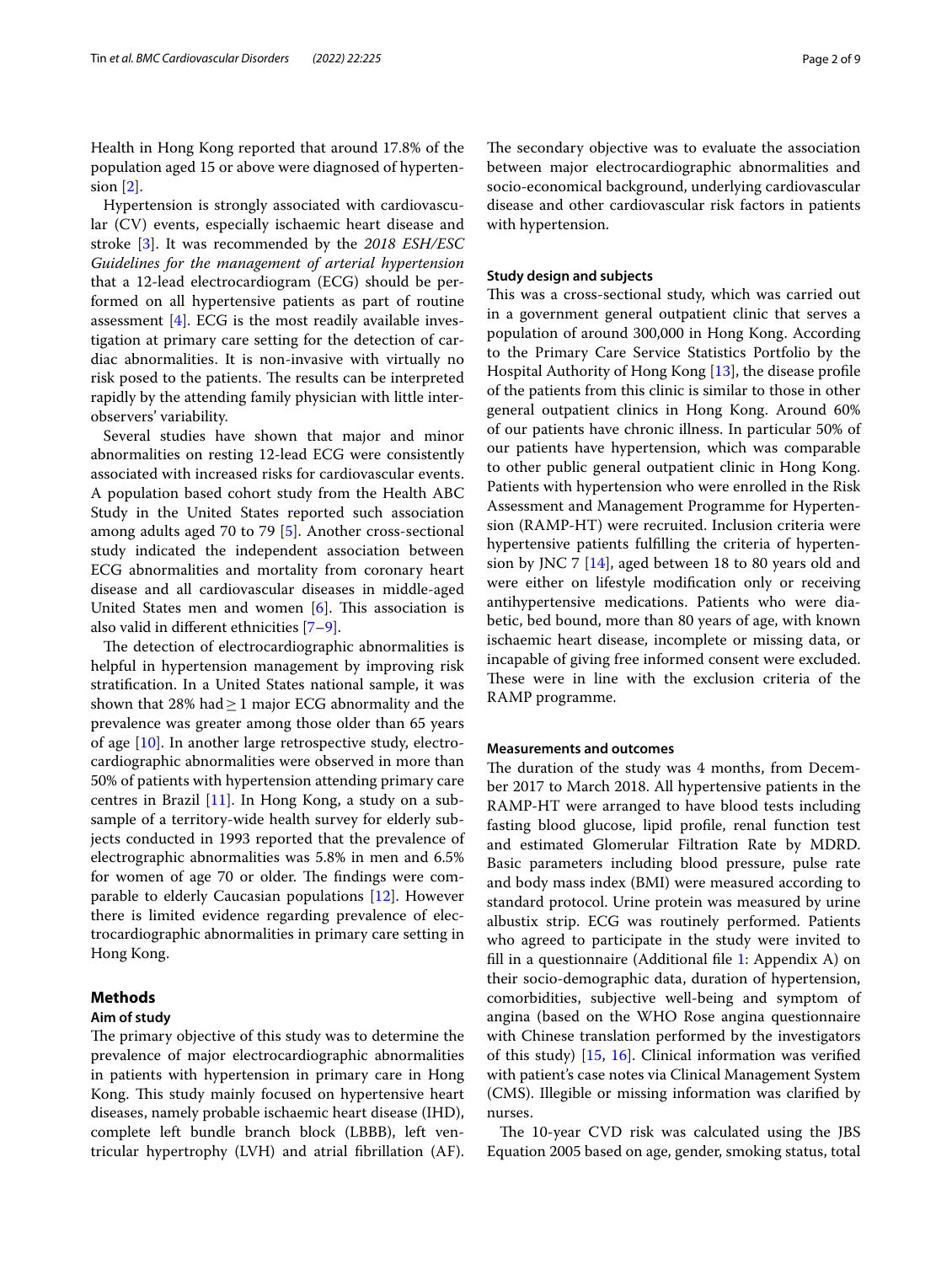Health in Hong Kong reported that around 17.8% of the population aged 15 or above were diagnosed of hypertension [2].

Hypertension is strongly associated with cardiovascular (CV) events, especially ischaemic heart disease and stroke [3]. It was recommended by the *2018 ESH/ESC Guidelines for the management of arterial hypertension* that a 12-lead electrocardiogram (ECG) should be performed on all hypertensive patients as part of routine assessment [4]. ECG is the most readily available investigation at primary care setting for the detection of cardiac abnormalities. It is non-invasive with virtually no risk posed to the patients. The results can be interpreted rapidly by the attending family physician with little inter-observers' variability.

Several studies have shown that major and minor abnormalities on resting 12-lead ECG were consistently associated with increased risks for cardiovascular events. A population based cohort study from the Health ABC Study in the United States reported such association among adults aged 70 to 79 [5]. Another cross-sectional study indicated the independent association between ECG abnormalities and mortality from coronary heart disease and all cardiovascular diseases in middle-aged United States men and women [6]. This association is also valid in different ethnicities [7–9].

The detection of electrocardiographic abnormalities is helpful in hypertension management by improving risk stratification. In a United States national sample, it was shown that 28% had ≥ 1 major ECG abnormality and the prevalence was greater among those older than 65 years of age [10]. In another large retrospective study, electrocardiographic abnormalities were observed in more than 50% of patients with hypertension attending primary care centres in Brazil [11]. In Hong Kong, a study on a subsample of a territory-wide health survey for elderly subjects conducted in 1993 reported that the prevalence of electrographic abnormalities was 5.8% in men and 6.5% for women of age 70 or older. The findings were comparable to elderly Caucasian populations [12]. However there is limited evidence regarding prevalence of electrocardiographic abnormalities in primary care setting in Hong Kong.

## Methods

### Aim of study

The primary objective of this study was to determine the prevalence of major electrocardiographic abnormalities in patients with hypertension in primary care in Hong Kong. This study mainly focused on hypertensive heart diseases, namely probable ischaemic heart disease (IHD), complete left bundle branch block (LBBB), left ventricular hypertrophy (LVH) and atrial fibrillation (AF). The secondary objective was to evaluate the association between major electrocardiographic abnormalities and socio-economical background, underlying cardiovascular disease and other cardiovascular risk factors in patients with hypertension.

### Study design and subjects

This was a cross-sectional study, which was carried out in a government general outpatient clinic that serves a population of around 300,000 in Hong Kong. According to the Primary Care Service Statistics Portfolio by the Hospital Authority of Hong Kong [13], the disease profile of the patients from this clinic is similar to those in other general outpatient clinics in Hong Kong. Around 60% of our patients have chronic illness. In particular 50% of our patients have hypertension, which was comparable to other public general outpatient clinic in Hong Kong. Patients with hypertension who were enrolled in the Risk Assessment and Management Programme for Hypertension (RAMP-HT) were recruited. Inclusion criteria were hypertensive patients fulfilling the criteria of hypertension by JNC 7 [14], aged between 18 to 80 years old and were either on lifestyle modification only or receiving antihypertensive medications. Patients who were diabetic, bed bound, more than 80 years of age, with known ischaemic heart disease, incomplete or missing data, or incapable of giving free informed consent were excluded. These were in line with the exclusion criteria of the RAMP programme.

### Measurements and outcomes

The duration of the study was 4 months, from December 2017 to March 2018. All hypertensive patients in the RAMP-HT were arranged to have blood tests including fasting blood glucose, lipid profile, renal function test and estimated Glomerular Filtration Rate by MDRD. Basic parameters including blood pressure, pulse rate and body mass index (BMI) were measured according to standard protocol. Urine protein was measured by urine albustix strip. ECG was routinely performed. Patients who agreed to participate in the study were invited to fill in a questionnaire (Additional file 1: Appendix A) on their socio-demographic data, duration of hypertension, comorbidities, subjective well-being and symptom of angina (based on the WHO Rose angina questionnaire with Chinese translation performed by the investigators of this study) [15, 16]. Clinical information was verified with patient's case notes via Clinical Management System (CMS). Illegible or missing information was clarified by nurses.

The 10-year CVD risk was calculated using the JBS Equation 2005 based on age, gender, smoking status, total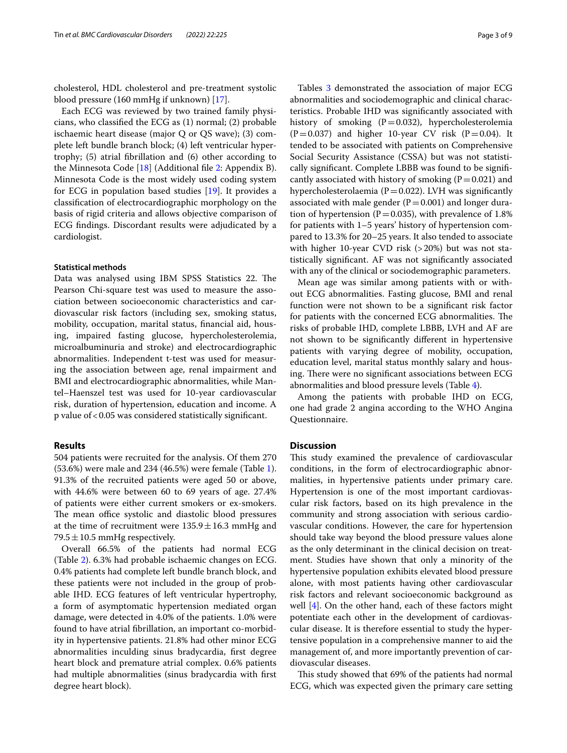cholesterol, HDL cholesterol and pre-treatment systolic blood pressure (160 mmHg if unknown) [17].

Each ECG was reviewed by two trained family physicians, who classified the ECG as (1) normal; (2) probable ischaemic heart disease (major Q or QS wave); (3) complete left bundle branch block; (4) left ventricular hypertrophy; (5) atrial fibrillation and (6) other according to the Minnesota Code [18] (Additional file 2: Appendix B). Minnesota Code is the most widely used coding system for ECG in population based studies [19]. It provides a classification of electrocardiographic morphology on the basis of rigid criteria and allows objective comparison of ECG findings. Discordant results were adjudicated by a cardiologist.

### Statistical methods

Data was analysed using IBM SPSS Statistics 22. The Pearson Chi-square test was used to measure the association between socioeconomic characteristics and cardiovascular risk factors (including sex, smoking status, mobility, occupation, marital status, financial aid, housing, impaired fasting glucose, hypercholesterolemia, microalbuminuria and stroke) and electrocardiographic abnormalities. Independent t-test was used for measuring the association between age, renal impairment and BMI and electrocardiographic abnormalities, while Mantel–Haenszel test was used for 10-year cardiovascular risk, duration of hypertension, education and income. A p value of < 0.05 was considered statistically significant.

## Results

504 patients were recruited for the analysis. Of them 270 (53.6%) were male and 234 (46.5%) were female (Table 1). 91.3% of the recruited patients were aged 50 or above, with 44.6% were between 60 to 69 years of age. 27.4% of patients were either current smokers or ex-smokers. The mean office systolic and diastolic blood pressures at the time of recruitment were $135.9 \pm 16.3$ mmHg and $79.5 \pm 10.5$ mmHg respectively.

Overall 66.5% of the patients had normal ECG (Table 2). 6.3% had probable ischaemic changes on ECG. 0.4% patients had complete left bundle branch block, and these patients were not included in the group of probable IHD. ECG features of left ventricular hypertrophy, a form of asymptomatic hypertension mediated organ damage, were detected in 4.0% of the patients. 1.0% were found to have atrial fibrillation, an important co-morbidity in hypertensive patients. 21.8% had other minor ECG abnormalities inculding sinus bradycardia, first degree heart block and premature atrial complex. 0.6% patients had multiple abnormalities (sinus bradycardia with first degree heart block).

Tables 3 demonstrated the association of major ECG abnormalities and sociodemographic and clinical characteristics. Probable IHD was significantly associated with history of smoking ($P = 0.032$), hypercholesterolemia ($P = 0.037$) and higher 10-year CV risk ($P = 0.04$). It tended to be associated with patients on Comprehensive Social Security Assistance (CSSA) but was not statistically significant. Complete LBBB was found to be significantly associated with history of smoking ($P = 0.021$) and hypercholesterolaemia ($P = 0.022$). LVH was significantly associated with male gender ($P = 0.001$) and longer duration of hypertension ($P = 0.035$), with prevalence of 1.8% for patients with 1–5 years' history of hypertension compared to 13.3% for 20–25 years. It also tended to associate with higher 10-year CVD risk (> 20%) but was not statistically significant. AF was not significantly associated with any of the clinical or sociodemographic parameters.

Mean age was similar among patients with or without ECG abnormalities. Fasting glucose, BMI and renal function were not shown to be a significant risk factor for patients with the concerned ECG abnormalities. The risks of probable IHD, complete LBBB, LVH and AF are not shown to be significantly different in hypertensive patients with varying degree of mobility, occupation, education level, marital status monthly salary and housing. There were no significant associations between ECG abnormalities and blood pressure levels (Table 4).

Among the patients with probable IHD on ECG, one had grade 2 angina according to the WHO Angina Questionnaire.

## Discussion

This study examined the prevalence of cardiovascular conditions, in the form of electrocardiographic abnormalities, in hypertensive patients under primary care. Hypertension is one of the most important cardiovascular risk factors, based on its high prevalence in the community and strong association with serious cardiovascular conditions. However, the care for hypertension should take way beyond the blood pressure values alone as the only determinant in the clinical decision on treatment. Studies have shown that only a minority of the hypertensive population exhibits elevated blood pressure alone, with most patients having other cardiovascular risk factors and relevant socioeconomic background as well [4]. On the other hand, each of these factors might potentiate each other in the development of cardiovascular disease. It is therefore essential to study the hypertensive population in a comprehensive manner to aid the management of, and more importantly prevention of cardiovascular diseases.

This study showed that 69% of the patients had normal ECG, which was expected given the primary care setting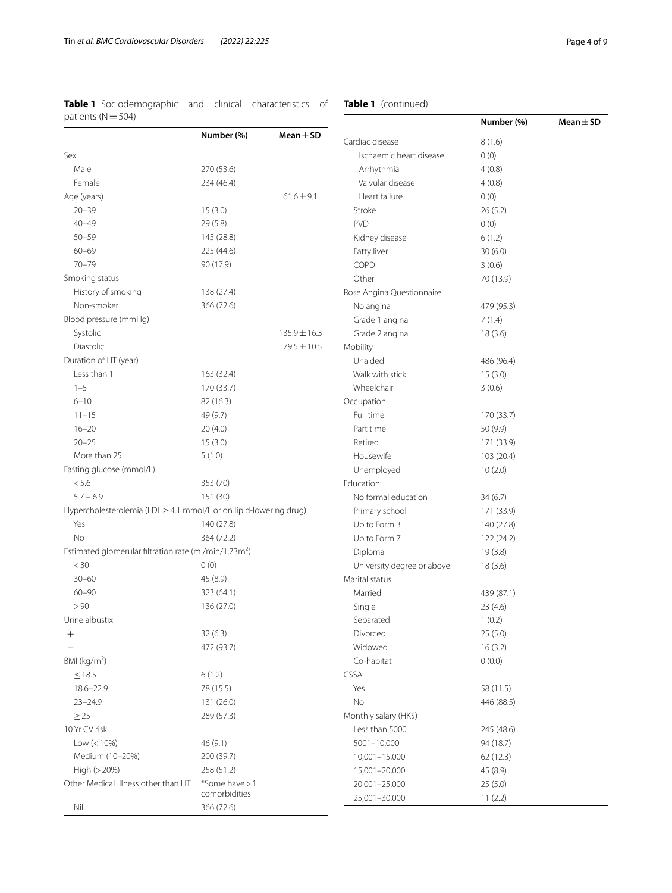**Table 1** Sociodemographic and clinical characteristics of patients (N = 504)

| | Number (%) | Mean ± SD |
|---|---|---|
| Sex | | |
| Male | 270 (53.6) | |
| Female | 234 (46.4) | |
| Age (years) | | 61.6 ± 9.1 |
| 20–39 | 15 (3.0) | |
| 40–49 | 29 (5.8) | |
| 50–59 | 145 (28.8) | |
| 60–69 | 225 (44.6) | |
| 70–79 | 90 (17.9) | |
| Smoking status | | |
| History of smoking | 138 (27.4) | |
| Non-smoker | 366 (72.6) | |
| Blood pressure (mmHg) | | |
| Systolic | | 135.9 ± 16.3 |
| Diastolic | | 79.5 ± 10.5 |
| Duration of HT (year) | | |
| Less than 1 | 163 (32.4) | |
| 1–5 | 170 (33.7) | |
| 6–10 | 82 (16.3) | |
| 11–15 | 49 (9.7) | |
| 16–20 | 20 (4.0) | |
| 20–25 | 15 (3.0) | |
| More than 25 | 5 (1.0) | |
| Fasting glucose (mmol/L) | | |
| < 5.6 | 353 (70) | |
| 5.7 – 6.9 | 151 (30) | |
| Hypercholesterolemia (LDL ≥ 4.1 mmol/L or on lipid-lowering drug) | | |
| Yes | 140 (27.8) | |
| No | 364 (72.2) | |
| Estimated glomerular filtration rate (ml/min/1.73m$^2$) | | |
| < 30 | 0 (0) | |
| 30–60 | 45 (8.9) | |
| 60–90 | 323 (64.1) | |
| > 90 | 136 (27.0) | |
| Urine albustix | | |
| + | 32 (6.3) | |
| − | 472 (93.7) | |
| BMI (kg/m$^2$) | | |
| ≤ 18.5 | 6 (1.2) | |
| 18.6–22.9 | 78 (15.5) | |
| 23–24.9 | 131 (26.0) | |
| ≥ 25 | 289 (57.3) | |
| 10 Yr CV risk | | |
| Low (< 10%) | 46 (9.1) | |
| Medium (10–20%) | 200 (39.7) | |
| High (> 20%) | 258 (51.2) | |
| Other Medical Illness other than HT | *Some have > 1 comorbidities | |
| Nil | 366 (72.6) | |
| Cardiac disease | 8 (1.6) | |
| Ischaemic heart disease | 0 (0) | |
| Arrhythmia | 4 (0.8) | |
| Valvular disease | 4 (0.8) | |
| Heart failure | 0 (0) | |
| Stroke | 26 (5.2) | |
| PVD | 0 (0) | |
| Kidney disease | 6 (1.2) | |
| Fatty liver | 30 (6.0) | |
| COPD | 3 (0.6) | |
| Other | 70 (13.9) | |
| Rose Angina Questionnaire | | |
| No angina | 479 (95.3) | |
| Grade 1 angina | 7 (1.4) | |
| Grade 2 angina | 18 (3.6) | |
| Mobility | | |
| Unaided | 486 (96.4) | |
| Walk with stick | 15 (3.0) | |
| Wheelchair | 3 (0.6) | |
| Occupation | | |
| Full time | 170 (33.7) | |
| Part time | 50 (9.9) | |
| Retired | 171 (33.9) | |
| Housewife | 103 (20.4) | |
| Unemployed | 10 (2.0) | |
| Education | | |
| No formal education | 34 (6.7) | |
| Primary school | 171 (33.9) | |
| Up to Form 3 | 140 (27.8) | |
| Up to Form 7 | 122 (24.2) | |
| Diploma | 19 (3.8) | |
| University degree or above | 18 (3.6) | |
| Marital status | | |
| Married | 439 (87.1) | |
| Single | 23 (4.6) | |
| Separated | 1 (0.2) | |
| Divorced | 25 (5.0) | |
| Widowed | 16 (3.2) | |
| Co-habitat | 0 (0.0) | |
| CSSA | | |
| Yes | 58 (11.5) | |
| No | 446 (88.5) | |
| Monthly salary (HK$) | | |
| Less than 5000 | 245 (48.6) | |
| 5001–10,000 | 94 (18.7) | |
| 10,001–15,000 | 62 (12.3) | |
| 15,001–20,000 | 45 (8.9) | |
| 20,001–25,000 | 25 (5.0) | |
| 25,001–30,000 | 11 (2.2) | |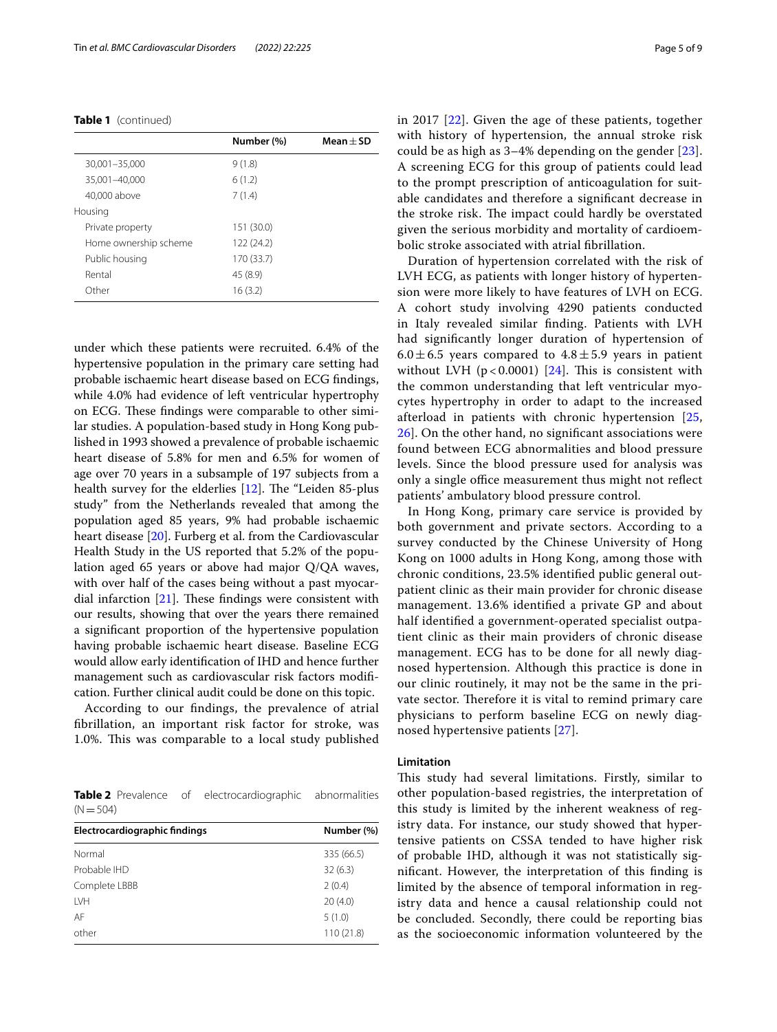**Table 1** (continued)

| | Number (%) | Mean ± SD |
|---|---|---|
| 30,001–35,000 | 9 (1.8) | |
| 35,001–40,000 | 6 (1.2) | |
| 40,000 above | 7 (1.4) | |
| Housing | | |
| Private property | 151 (30.0) | |
| Home ownership scheme | 122 (24.2) | |
| Public housing | 170 (33.7) | |
| Rental | 45 (8.9) | |
| Other | 16 (3.2) | |

under which these patients were recruited. 6.4% of the hypertensive population in the primary care setting had probable ischaemic heart disease based on ECG findings, while 4.0% had evidence of left ventricular hypertrophy on ECG. These findings were comparable to other similar studies. A population-based study in Hong Kong published in 1993 showed a prevalence of probable ischaemic heart disease of 5.8% for men and 6.5% for women of age over 70 years in a subsample of 197 subjects from a health survey for the elderlies [12]. The "Leiden 85-plus study" from the Netherlands revealed that among the population aged 85 years, 9% had probable ischaemic heart disease [20]. Furberg et al. from the Cardiovascular Health Study in the US reported that 5.2% of the population aged 65 years or above had major Q/QA waves, with over half of the cases being without a past myocardial infarction [21]. These findings were consistent with our results, showing that over the years there remained a significant proportion of the hypertensive population having probable ischaemic heart disease. Baseline ECG would allow early identification of IHD and hence further management such as cardiovascular risk factors modification. Further clinical audit could be done on this topic.

According to our findings, the prevalence of atrial fibrillation, an important risk factor for stroke, was 1.0%. This was comparable to a local study published in 2017 [22]. Given the age of these patients, together with history of hypertension, the annual stroke risk could be as high as 3–4% depending on the gender [23]. A screening ECG for this group of patients could lead to the prompt prescription of anticoagulation for suitable candidates and therefore a significant decrease in the stroke risk. The impact could hardly be overstated given the serious morbidity and mortality of cardioembolic stroke associated with atrial fibrillation.

**Table 2** Prevalence of electrocardiographic abnormalities (N = 504)

| Electrocardiographic findings | Number (%) |
|---|---|
| Normal | 335 (66.5) |
| Probable IHD | 32 (6.3) |
| Complete LBBB | 2 (0.4) |
| LVH | 20 (4.0) |
| AF | 5 (1.0) |
| other | 110 (21.8) |

Duration of hypertension correlated with the risk of LVH ECG, as patients with longer history of hypertension were more likely to have features of LVH on ECG. A cohort study involving 4290 patients conducted in Italy revealed similar finding. Patients with LVH had significantly longer duration of hypertension of $6.0 \pm 6.5$ years compared to $4.8 \pm 5.9$ years in patient without LVH ($p < 0.0001$) [24]. This is consistent with the common understanding that left ventricular myocytes hypertrophy in order to adapt to the increased afterload in patients with chronic hypertension [25, 26]. On the other hand, no significant associations were found between ECG abnormalities and blood pressure levels. Since the blood pressure used for analysis was only a single office measurement thus might not reflect patients' ambulatory blood pressure control.

In Hong Kong, primary care service is provided by both government and private sectors. According to a survey conducted by the Chinese University of Hong Kong on 1000 adults in Hong Kong, among those with chronic conditions, 23.5% identified public general outpatient clinic as their main provider for chronic disease management. 13.6% identified a private GP and about half identified a government-operated specialist outpatient clinic as their main providers of chronic disease management. ECG has to be done for all newly diagnosed hypertension. Although this practice is done in our clinic routinely, it may not be the same in the private sector. Therefore it is vital to remind primary care physicians to perform baseline ECG on newly diagnosed hypertensive patients [27].

### Limitation

This study had several limitations. Firstly, similar to other population-based registries, the interpretation of this study is limited by the inherent weakness of registry data. For instance, our study showed that hypertensive patients on CSSA tended to have higher risk of probable IHD, although it was not statistically significant. However, the interpretation of this finding is limited by the absence of temporal information in registry data and hence a causal relationship could not be concluded. Secondly, there could be reporting bias as the socioeconomic information volunteered by the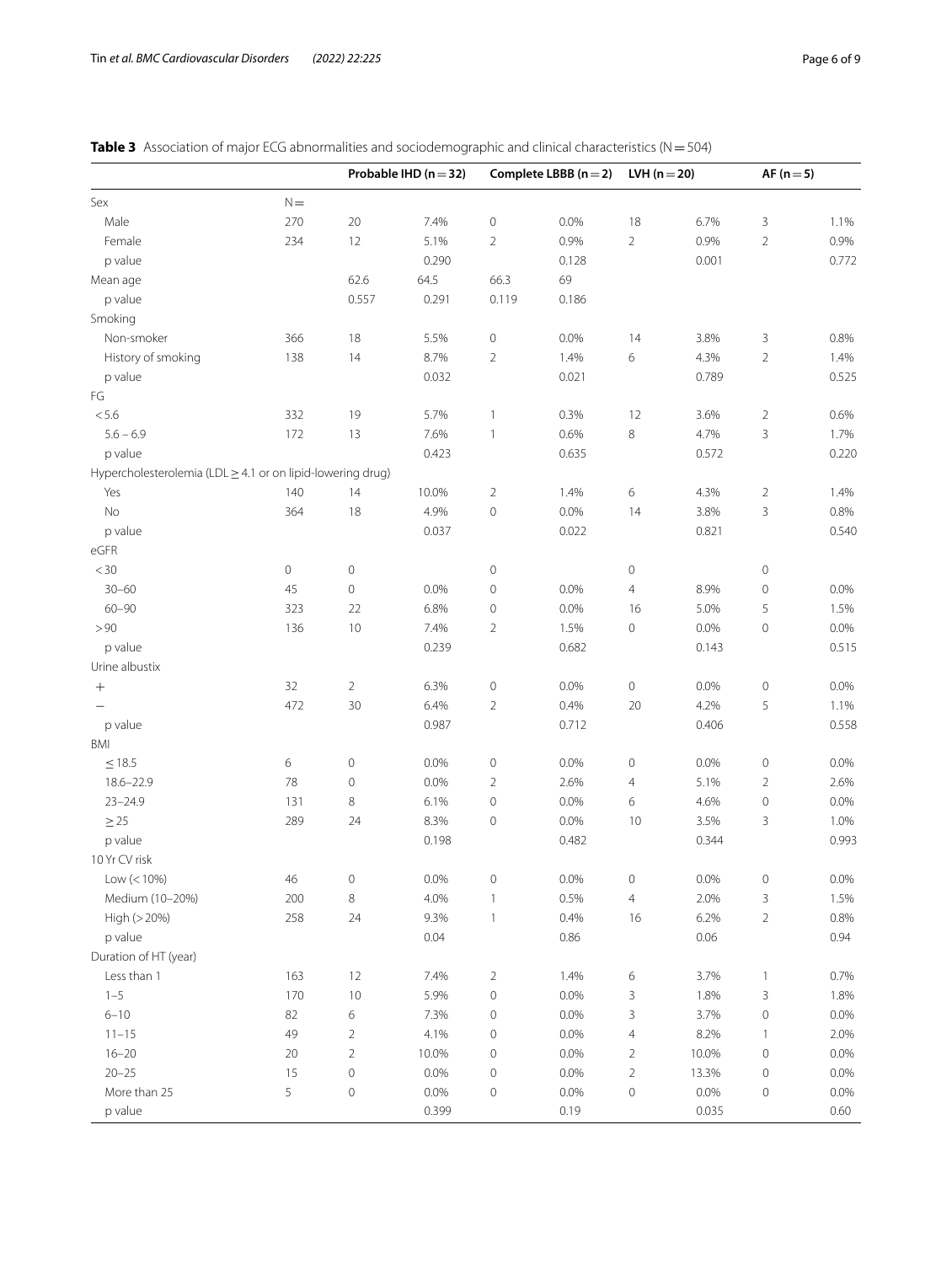**Table 3** Association of major ECG abnormalities and sociodemographic and clinical characteristics (N = 504)

| | | Probable IHD (n = 32) | | Complete LBBB (n = 2) | | LVH (n = 20) | | AF (n = 5) | |
|---|---|---|---|---|---|---|---|---|---|
| Sex | N = | | | | | | | | |
| Male | 270 | 20 | 7.4% | 0 | 0.0% | 18 | 6.7% | 3 | 1.1% |
| Female | 234 | 12 | 5.1% | 2 | 0.9% | 2 | 0.9% | 2 | 0.9% |
| p value | | | 0.290 | | 0.128 | | 0.001 | | 0.772 |
| Mean age | | 62.6 | 64.5 | 66.3 | 69 | | | | |
| p value | | 0.557 | 0.291 | 0.119 | 0.186 | | | | |
| Smoking | | | | | | | | | |
| Non-smoker | 366 | 18 | 5.5% | 0 | 0.0% | 14 | 3.8% | 3 | 0.8% |
| History of smoking | 138 | 14 | 8.7% | 2 | 1.4% | 6 | 4.3% | 2 | 1.4% |
| p value | | | 0.032 | | 0.021 | | 0.789 | | 0.525 |
| FG | | | | | | | | | |
| < 5.6 | 332 | 19 | 5.7% | 1 | 0.3% | 12 | 3.6% | 2 | 0.6% |
| 5.6 – 6.9 | 172 | 13 | 7.6% | 1 | 0.6% | 8 | 4.7% | 3 | 1.7% |
| p value | | | 0.423 | | 0.635 | | 0.572 | | 0.220 |
| Hypercholesterolemia (LDL ≥ 4.1 or on lipid-lowering drug) | | | | | | | | | |
| Yes | 140 | 14 | 10.0% | 2 | 1.4% | 6 | 4.3% | 2 | 1.4% |
| No | 364 | 18 | 4.9% | 0 | 0.0% | 14 | 3.8% | 3 | 0.8% |
| p value | | | 0.037 | | 0.022 | | 0.821 | | 0.540 |
| eGFR | | | | | | | | | |
| < 30 | 0 | 0 | | 0 | | 0 | | 0 | |
| 30–60 | 45 | 0 | 0.0% | 0 | 0.0% | 4 | 8.9% | 0 | 0.0% |
| 60–90 | 323 | 22 | 6.8% | 0 | 0.0% | 16 | 5.0% | 5 | 1.5% |
| > 90 | 136 | 10 | 7.4% | 2 | 1.5% | 0 | 0.0% | 0 | 0.0% |
| p value | | | 0.239 | | 0.682 | | 0.143 | | 0.515 |
| Urine albustix | | | | | | | | | |
| + | 32 | 2 | 6.3% | 0 | 0.0% | 0 | 0.0% | 0 | 0.0% |
| − | 472 | 30 | 6.4% | 2 | 0.4% | 20 | 4.2% | 5 | 1.1% |
| p value | | | 0.987 | | 0.712 | | 0.406 | | 0.558 |
| BMI | | | | | | | | | |
| ≤ 18.5 | 6 | 0 | 0.0% | 0 | 0.0% | 0 | 0.0% | 0 | 0.0% |
| 18.6–22.9 | 78 | 0 | 0.0% | 2 | 2.6% | 4 | 5.1% | 2 | 2.6% |
| 23–24.9 | 131 | 8 | 6.1% | 0 | 0.0% | 6 | 4.6% | 0 | 0.0% |
| ≥ 25 | 289 | 24 | 8.3% | 0 | 0.0% | 10 | 3.5% | 3 | 1.0% |
| p value | | | 0.198 | | 0.482 | | 0.344 | | 0.993 |
| 10 Yr CV risk | | | | | | | | | |
| Low (< 10%) | 46 | 0 | 0.0% | 0 | 0.0% | 0 | 0.0% | 0 | 0.0% |
| Medium (10–20%) | 200 | 8 | 4.0% | 1 | 0.5% | 4 | 2.0% | 3 | 1.5% |
| High (> 20%) | 258 | 24 | 9.3% | 1 | 0.4% | 16 | 6.2% | 2 | 0.8% |
| p value | | | 0.04 | | 0.86 | | 0.06 | | 0.94 |
| Duration of HT (year) | | | | | | | | | |
| Less than 1 | 163 | 12 | 7.4% | 2 | 1.4% | 6 | 3.7% | 1 | 0.7% |
| 1–5 | 170 | 10 | 5.9% | 0 | 0.0% | 3 | 1.8% | 3 | 1.8% |
| 6–10 | 82 | 6 | 7.3% | 0 | 0.0% | 3 | 3.7% | 0 | 0.0% |
| 11–15 | 49 | 2 | 4.1% | 0 | 0.0% | 4 | 8.2% | 1 | 2.0% |
| 16–20 | 20 | 2 | 10.0% | 0 | 0.0% | 2 | 10.0% | 0 | 0.0% |
| 20–25 | 15 | 0 | 0.0% | 0 | 0.0% | 2 | 13.3% | 0 | 0.0% |
| More than 25 | 5 | 0 | 0.0% | 0 | 0.0% | 0 | 0.0% | 0 | 0.0% |
| p value | | | 0.399 | | 0.19 | | 0.035 | | 0.60 |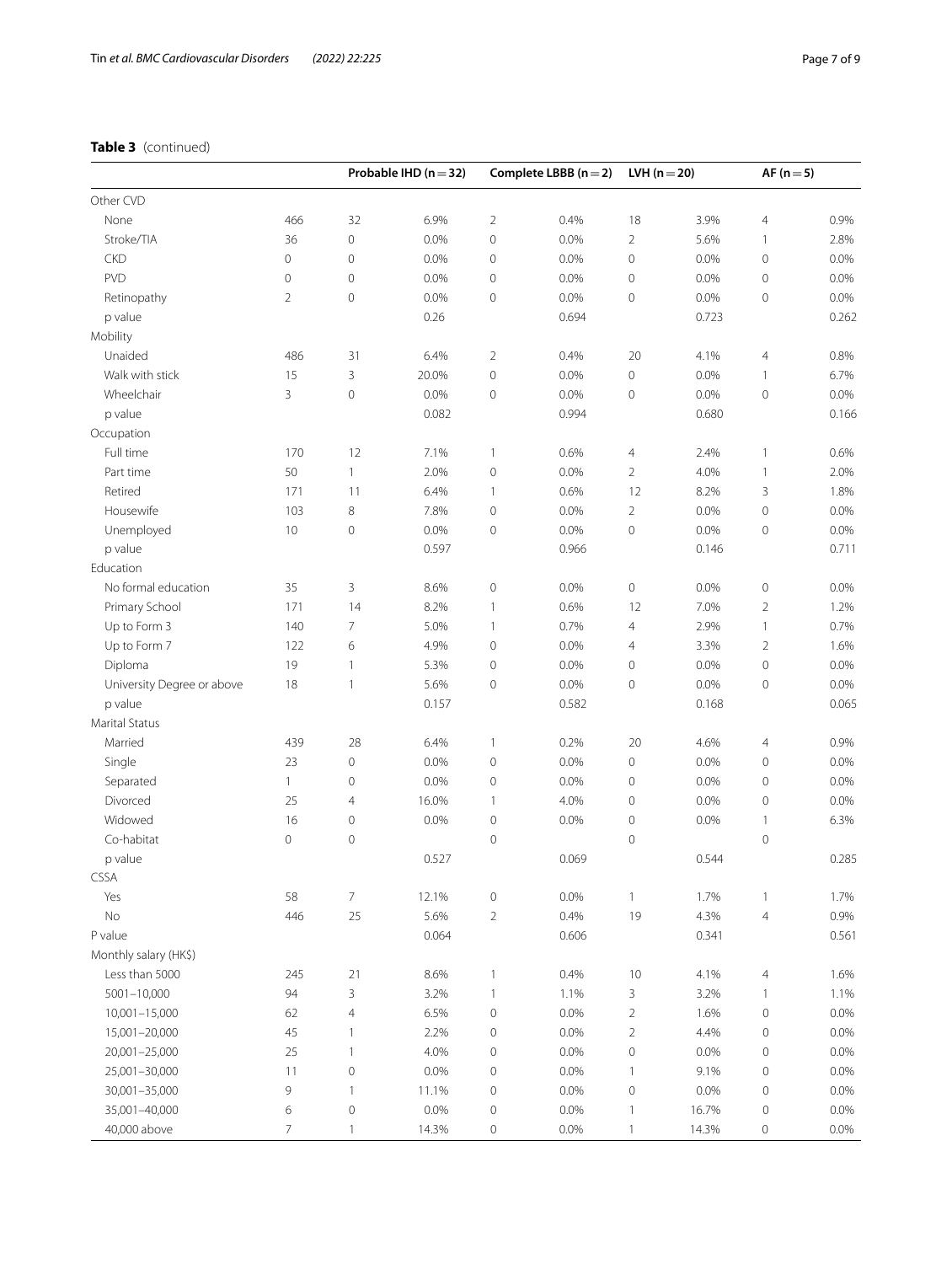**Table 3** (continued)

| | | Probable IHD (n = 32) | | Complete LBBB (n = 2) | | LVH (n = 20) | | AF (n = 5) | |
|---|---|---|---|---|---|---|---|---|---|
| Other CVD | | | | | | | | | |
| None | 466 | 32 | 6.9% | 2 | 0.4% | 18 | 3.9% | 4 | 0.9% |
| Stroke/TIA | 36 | 0 | 0.0% | 0 | 0.0% | 2 | 5.6% | 1 | 2.8% |
| CKD | 0 | 0 | 0.0% | 0 | 0.0% | 0 | 0.0% | 0 | 0.0% |
| PVD | 0 | 0 | 0.0% | 0 | 0.0% | 0 | 0.0% | 0 | 0.0% |
| Retinopathy | 2 | 0 | 0.0% | 0 | 0.0% | 0 | 0.0% | 0 | 0.0% |
| p value | | | 0.26 | | 0.694 | | 0.723 | | 0.262 |
| Mobility | | | | | | | | | |
| Unaided | 486 | 31 | 6.4% | 2 | 0.4% | 20 | 4.1% | 4 | 0.8% |
| Walk with stick | 15 | 3 | 20.0% | 0 | 0.0% | 0 | 0.0% | 1 | 6.7% |
| Wheelchair | 3 | 0 | 0.0% | 0 | 0.0% | 0 | 0.0% | 0 | 0.0% |
| p value | | | 0.082 | | 0.994 | | 0.680 | | 0.166 |
| Occupation | | | | | | | | | |
| Full time | 170 | 12 | 7.1% | 1 | 0.6% | 4 | 2.4% | 1 | 0.6% |
| Part time | 50 | 1 | 2.0% | 0 | 0.0% | 2 | 4.0% | 1 | 2.0% |
| Retired | 171 | 11 | 6.4% | 1 | 0.6% | 12 | 8.2% | 3 | 1.8% |
| Housewife | 103 | 8 | 7.8% | 0 | 0.0% | 2 | 0.0% | 0 | 0.0% |
| Unemployed | 10 | 0 | 0.0% | 0 | 0.0% | 0 | 0.0% | 0 | 0.0% |
| p value | | | 0.597 | | 0.966 | | 0.146 | | 0.711 |
| Education | | | | | | | | | |
| No formal education | 35 | 3 | 8.6% | 0 | 0.0% | 0 | 0.0% | 0 | 0.0% |
| Primary School | 171 | 14 | 8.2% | 1 | 0.6% | 12 | 7.0% | 2 | 1.2% |
| Up to Form 3 | 140 | 7 | 5.0% | 1 | 0.7% | 4 | 2.9% | 1 | 0.7% |
| Up to Form 7 | 122 | 6 | 4.9% | 0 | 0.0% | 4 | 3.3% | 2 | 1.6% |
| Diploma | 19 | 1 | 5.3% | 0 | 0.0% | 0 | 0.0% | 0 | 0.0% |
| University Degree or above | 18 | 1 | 5.6% | 0 | 0.0% | 0 | 0.0% | 0 | 0.0% |
| p value | | | 0.157 | | 0.582 | | 0.168 | | 0.065 |
| Marital Status | | | | | | | | | |
| Married | 439 | 28 | 6.4% | 1 | 0.2% | 20 | 4.6% | 4 | 0.9% |
| Single | 23 | 0 | 0.0% | 0 | 0.0% | 0 | 0.0% | 0 | 0.0% |
| Separated | 1 | 0 | 0.0% | 0 | 0.0% | 0 | 0.0% | 0 | 0.0% |
| Divorced | 25 | 4 | 16.0% | 1 | 4.0% | 0 | 0.0% | 0 | 0.0% |
| Widowed | 16 | 0 | 0.0% | 0 | 0.0% | 0 | 0.0% | 1 | 6.3% |
| Co-habitat | 0 | 0 | | 0 | | 0 | | 0 | |
| p value | | | 0.527 | | 0.069 | | 0.544 | | 0.285 |
| CSSA | | | | | | | | | |
| Yes | 58 | 7 | 12.1% | 0 | 0.0% | 1 | 1.7% | 1 | 1.7% |
| No | 446 | 25 | 5.6% | 2 | 0.4% | 19 | 4.3% | 4 | 0.9% |
| P value | | | 0.064 | | 0.606 | | 0.341 | | 0.561 |
| Monthly salary (HK$) | | | | | | | | | |
| Less than 5000 | 245 | 21 | 8.6% | 1 | 0.4% | 10 | 4.1% | 4 | 1.6% |
| 5001–10,000 | 94 | 3 | 3.2% | 1 | 1.1% | 3 | 3.2% | 1 | 1.1% |
| 10,001–15,000 | 62 | 4 | 6.5% | 0 | 0.0% | 2 | 1.6% | 0 | 0.0% |
| 15,001–20,000 | 45 | 1 | 2.2% | 0 | 0.0% | 2 | 4.4% | 0 | 0.0% |
| 20,001–25,000 | 25 | 1 | 4.0% | 0 | 0.0% | 0 | 0.0% | 0 | 0.0% |
| 25,001–30,000 | 11 | 0 | 0.0% | 0 | 0.0% | 1 | 9.1% | 0 | 0.0% |
| 30,001–35,000 | 9 | 1 | 11.1% | 0 | 0.0% | 0 | 0.0% | 0 | 0.0% |
| 35,001–40,000 | 6 | 0 | 0.0% | 0 | 0.0% | 1 | 16.7% | 0 | 0.0% |
| 40,000 above | 7 | 1 | 14.3% | 0 | 0.0% | 1 | 14.3% | 0 | 0.0% |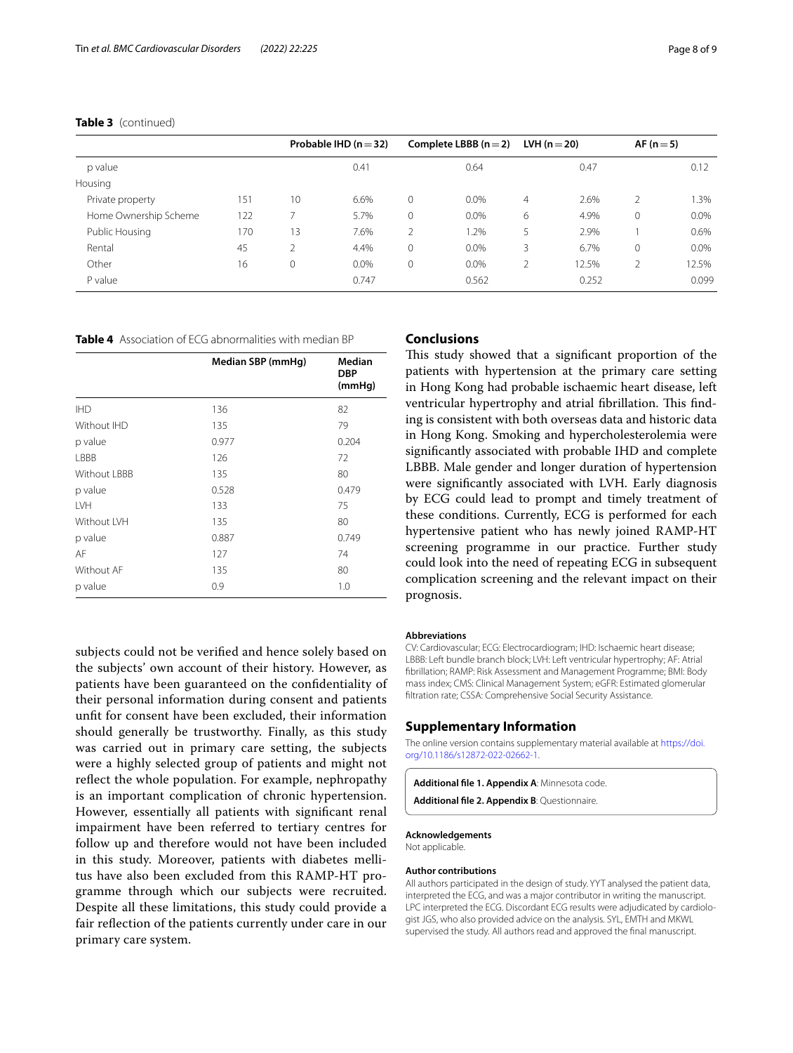**Table 3** (continued)

| | | Probable IHD (n = 32) | | Complete LBBB (n = 2) | | LVH (n = 20) | | AF (n = 5) | |
|---|---|---|---|---|---|---|---|---|---|
| p value | | | 0.41 | | 0.64 | | 0.47 | | 0.12 |
| Housing | | | | | | | | | |
| Private property | 151 | 10 | 6.6% | 0 | 0.0% | 4 | 2.6% | 2 | 1.3% |
| Home Ownership Scheme | 122 | 7 | 5.7% | 0 | 0.0% | 6 | 4.9% | 0 | 0.0% |
| Public Housing | 170 | 13 | 7.6% | 2 | 1.2% | 5 | 2.9% | 1 | 0.6% |
| Rental | 45 | 2 | 4.4% | 0 | 0.0% | 3 | 6.7% | 0 | 0.0% |
| Other | 16 | 0 | 0.0% | 0 | 0.0% | 2 | 12.5% | 2 | 12.5% |
| P value | | | 0.747 | | 0.562 | | 0.252 | | 0.099 |

**Table 4** Association of ECG abnormalities with median BP

| | Median SBP (mmHg) | Median DBP (mmHg) |
|---|---|---|
| IHD | 136 | 82 |
| Without IHD | 135 | 79 |
| p value | 0.977 | 0.204 |
| LBBB | 126 | 72 |
| Without LBBB | 135 | 80 |
| p value | 0.528 | 0.479 |
| LVH | 133 | 75 |
| Without LVH | 135 | 80 |
| p value | 0.887 | 0.749 |
| AF | 127 | 74 |
| Without AF | 135 | 80 |
| p value | 0.9 | 1.0 |

subjects could not be verified and hence solely based on the subjects' own account of their history. However, as patients have been guaranteed on the confidentiality of their personal information during consent and patients unfit for consent have been excluded, their information should generally be trustworthy. Finally, as this study was carried out in primary care setting, the subjects were a highly selected group of patients and might not reflect the whole population. For example, nephropathy is an important complication of chronic hypertension. However, essentially all patients with significant renal impairment have been referred to tertiary centres for follow up and therefore would not have been included in this study. Moreover, patients with diabetes mellitus have also been excluded from this RAMP-HT programme through which our subjects were recruited. Despite all these limitations, this study could provide a fair reflection of the patients currently under care in our primary care system.

## Conclusions

This study showed that a significant proportion of the patients with hypertension at the primary care setting in Hong Kong had probable ischaemic heart disease, left ventricular hypertrophy and atrial fibrillation. This finding is consistent with both overseas data and historic data in Hong Kong. Smoking and hypercholesterolemia were significantly associated with probable IHD and complete LBBB. Male gender and longer duration of hypertension were significantly associated with LVH. Early diagnosis by ECG could lead to prompt and timely treatment of these conditions. Currently, ECG is performed for each hypertensive patient who has newly joined RAMP-HT screening programme in our practice. Further study could look into the need of repeating ECG in subsequent complication screening and the relevant impact on their prognosis.

#### Abbreviations

CV: Cardiovascular; ECG: Electrocardiogram; IHD: Ischaemic heart disease; LBBB: Left bundle branch block; LVH: Left ventricular hypertrophy; AF: Atrial fibrillation; RAMP: Risk Assessment and Management Programme; BMI: Body mass index; CMS: Clinical Management System; eGFR: Estimated glomerular filtration rate; CSSA: Comprehensive Social Security Assistance.

## Supplementary Information

The online version contains supplementary material available at https://doi.org/10.1186/s12872-022-02662-1.

**Additional file 1. Appendix A**: Minnesota code.

**Additional file 2. Appendix B**: Questionnaire.

#### Acknowledgements

Not applicable.

#### Author contributions

All authors participated in the design of study. YYT analysed the patient data, interpreted the ECG, and was a major contributor in writing the manuscript. LPC interpreted the ECG. Discordant ECG results were adjudicated by cardiologist JGS, who also provided advice on the analysis. SYL, EMTH and MKWL supervised the study. All authors read and approved the final manuscript.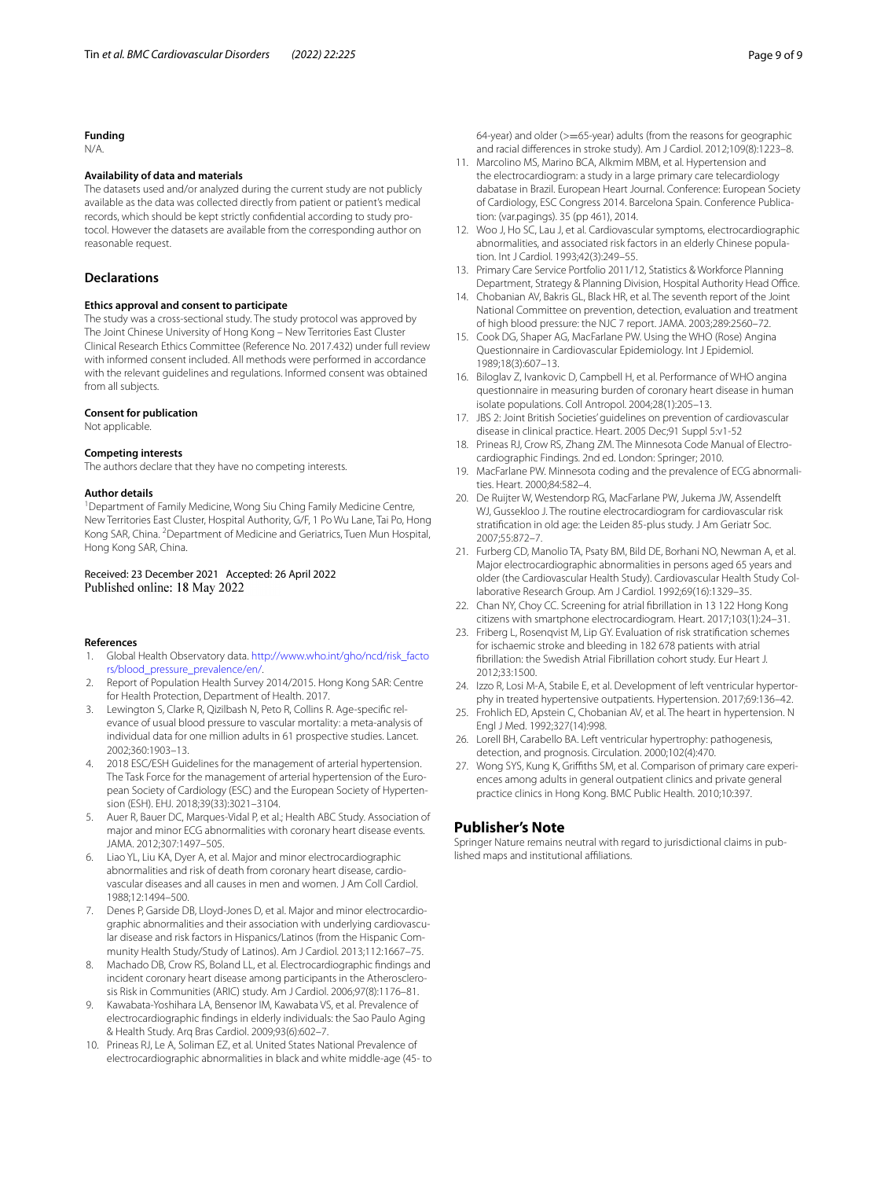#### Funding

N/A.

#### Availability of data and materials

The datasets used and/or analyzed during the current study are not publicly available as the data was collected directly from patient or patient's medical records, which should be kept strictly confidential according to study protocol. However the datasets are available from the corresponding author on reasonable request.

## Declarations

#### Ethics approval and consent to participate

The study was a cross-sectional study. The study protocol was approved by The Joint Chinese University of Hong Kong – New Territories East Cluster Clinical Research Ethics Committee (Reference No. 2017.432) under full review with informed consent included. All methods were performed in accordance with the relevant guidelines and regulations. Informed consent was obtained from all subjects.

#### Consent for publication

Not applicable.

#### Competing interests

The authors declare that they have no competing interests.

#### Author details

[1]Department of Family Medicine, Wong Siu Ching Family Medicine Centre, New Territories East Cluster, Hospital Authority, G/F, 1 Po Wu Lane, Tai Po, Hong Kong SAR, China. [2]Department of Medicine and Geriatrics, Tuen Mun Hospital, Hong Kong SAR, China.

Received: 23 December 2021 Accepted: 26 April 2022
Published online: 18 May 2022

#### References

1. Global Health Observatory data. http://www.who.int/gho/ncd/risk_factors/blood_pressure_prevalence/en/.
2. Report of Population Health Survey 2014/2015. Hong Kong SAR: Centre for Health Protection, Department of Health. 2017.
3. Lewington S, Clarke R, Qizilbash N, Peto R, Collins R. Age-specific relevance of usual blood pressure to vascular mortality: a meta-analysis of individual data for one million adults in 61 prospective studies. Lancet. 2002;360:1903–13.
4. 2018 ESC/ESH Guidelines for the management of arterial hypertension. The Task Force for the management of arterial hypertension of the European Society of Cardiology (ESC) and the European Society of Hypertension (ESH). EHJ. 2018;39(33):3021–3104.
5. Auer R, Bauer DC, Marques-Vidal P, et al.; Health ABC Study. Association of major and minor ECG abnormalities with coronary heart disease events. JAMA. 2012;307:1497–505.
6. Liao YL, Liu KA, Dyer A, et al. Major and minor electrocardiographic abnormalities and risk of death from coronary heart disease, cardiovascular diseases and all causes in men and women. J Am Coll Cardiol. 1988;12:1494–500.
7. Denes P, Garside DB, Lloyd-Jones D, et al. Major and minor electrocardiographic abnormalities and their association with underlying cardiovascular disease and risk factors in Hispanics/Latinos (from the Hispanic Community Health Study/Study of Latinos). Am J Cardiol. 2013;112:1667–75.
8. Machado DB, Crow RS, Boland LL, et al. Electrocardiographic findings and incident coronary heart disease among participants in the Atherosclerosis Risk in Communities (ARIC) study. Am J Cardiol. 2006;97(8):1176–81.
9. Kawabata-Yoshihara LA, Bensenor IM, Kawabata VS, et al. Prevalence of electrocardiographic findings in elderly individuals: the Sao Paulo Aging & Health Study. Arq Bras Cardiol. 2009;93(6):602–7.
10. Prineas RJ, Le A, Soliman EZ, et al. United States National Prevalence of electrocardiographic abnormalities in black and white middle-age (45- to 64-year) and older (>=65-year) adults (from the reasons for geographic and racial differences in stroke study). Am J Cardiol. 2012;109(8):1223–8.
11. Marcolino MS, Marino BCA, Alkmim MBM, et al. Hypertension and the electrocardiogram: a study in a large primary care telecardiology dabatase in Brazil. European Heart Journal. Conference: European Society of Cardiology, ESC Congress 2014. Barcelona Spain. Conference Publication: (var.pagings). 35 (pp 461), 2014.
12. Woo J, Ho SC, Lau J, et al. Cardiovascular symptoms, electrocardiographic abnormalities, and associated risk factors in an elderly Chinese population. Int J Cardiol. 1993;42(3):249–55.
13. Primary Care Service Portfolio 2011/12, Statistics & Workforce Planning Department, Strategy & Planning Division, Hospital Authority Head Office.
14. Chobanian AV, Bakris GL, Black HR, et al. The seventh report of the Joint National Committee on prevention, detection, evaluation and treatment of high blood pressure: the NJC 7 report. JAMA. 2003;289:2560–72.
15. Cook DG, Shaper AG, MacFarlane PW. Using the WHO (Rose) Angina Questionnaire in Cardiovascular Epidemiology. Int J Epidemiol. 1989;18(3):607–13.
16. Biloglav Z, Ivankovic D, Campbell H, et al. Performance of WHO angina questionnaire in measuring burden of coronary heart disease in human isolate populations. Coll Antropol. 2004;28(1):205–13.
17. JBS 2: Joint British Societies' guidelines on prevention of cardiovascular disease in clinical practice. Heart. 2005 Dec;91 Suppl 5:v1-52
18. Prineas RJ, Crow RS, Zhang ZM. The Minnesota Code Manual of Electrocardiographic Findings. 2nd ed. London: Springer; 2010.
19. MacFarlane PW. Minnesota coding and the prevalence of ECG abnormalities. Heart. 2000;84:582–4.
20. De Ruijter W, Westendorp RG, MacFarlane PW, Jukema JW, Assendelft WJ, Gussekloo J. The routine electrocardiogram for cardiovascular risk stratification in old age: the Leiden 85-plus study. J Am Geriatr Soc. 2007;55:872–7.
21. Furberg CD, Manolio TA, Psaty BM, Bild DE, Borhani NO, Newman A, et al. Major electrocardiographic abnormalities in persons aged 65 years and older (the Cardiovascular Health Study). Cardiovascular Health Study Collaborative Research Group. Am J Cardiol. 1992;69(16):1329–35.
22. Chan NY, Choy CC. Screening for atrial fibrillation in 13 122 Hong Kong citizens with smartphone electrocardiogram. Heart. 2017;103(1):24–31.
23. Friberg L, Rosenqvist M, Lip GY. Evaluation of risk stratification schemes for ischaemic stroke and bleeding in 182 678 patients with atrial fibrillation: the Swedish Atrial Fibrillation cohort study. Eur Heart J. 2012;33:1500.
24. Izzo R, Losi M-A, Stabile E, et al. Development of left ventricular hypertrophy in treated hypertensive outpatients. Hypertension. 2017;69:136–42.
25. Frohlich ED, Apstein C, Chobanian AV, et al. The heart in hypertension. N Engl J Med. 1992;327(14):998.
26. Lorell BH, Carabello BA. Left ventricular hypertrophy: pathogenesis, detection, and prognosis. Circulation. 2000;102(4):470.
27. Wong SYS, Kung K, Griffiths SM, et al. Comparison of primary care experiences among adults in general outpatient clinics and private general practice clinics in Hong Kong. BMC Public Health. 2010;10:397.

## Publisher's Note

Springer Nature remains neutral with regard to jurisdictional claims in published maps and institutional affiliations.